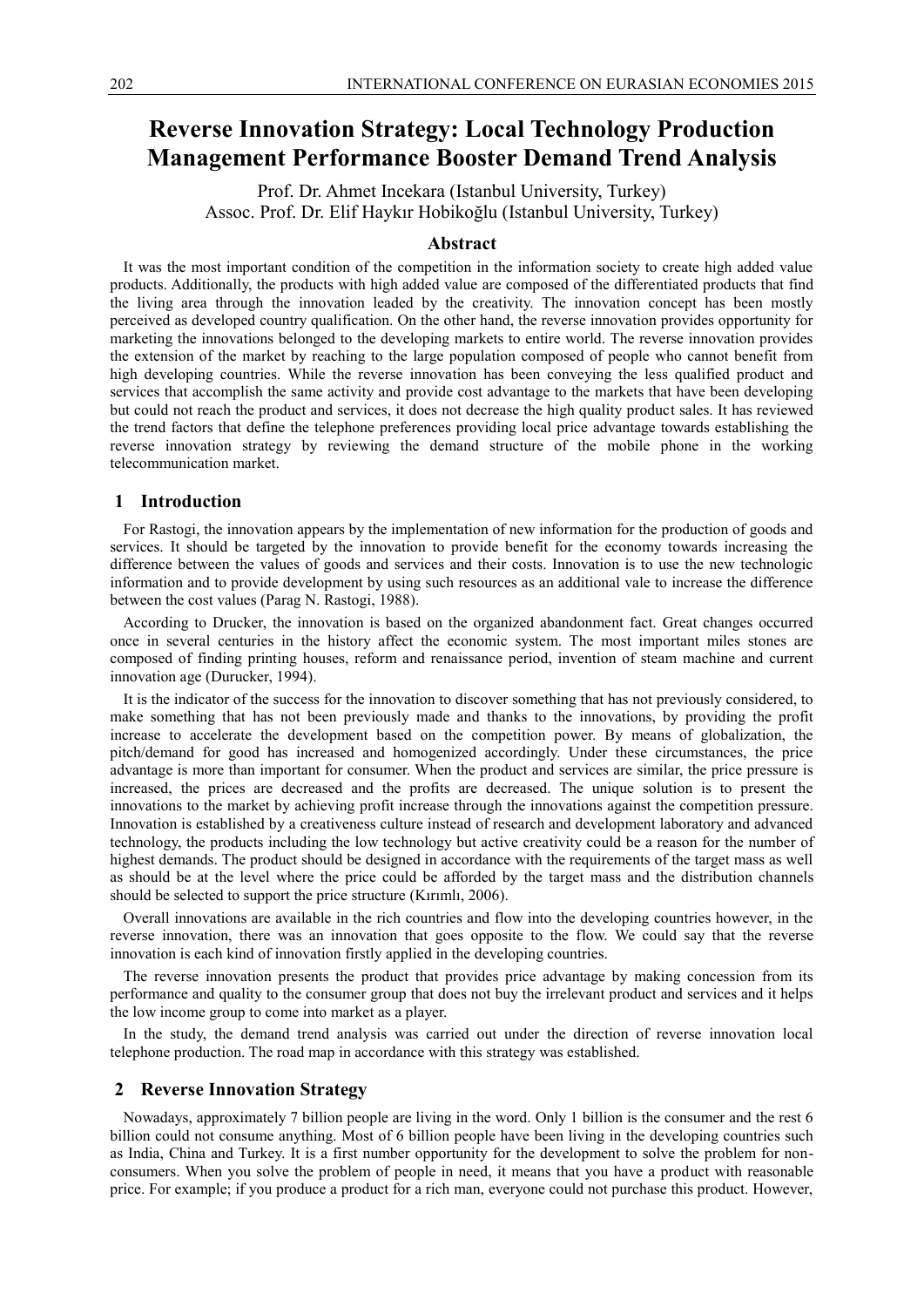# Reverse Innovation Strategy: Local Technology Production Management Performance Booster Demand Trend Analysis

Prof. Dr. Ahmet Incekara (Istanbul University, Turkey)
Assoc. Prof. Dr. Elif Haykır Hobikoğlu (Istanbul University, Turkey)

## Abstract

It was the most important condition of the competition in the information society to create high added value products. Additionally, the products with high added value are composed of the differentiated products that find the living area through the innovation leaded by the creativity. The innovation concept has been mostly perceived as developed country qualification. On the other hand, the reverse innovation provides opportunity for marketing the innovations belonged to the developing markets to entire world. The reverse innovation provides the extension of the market by reaching to the large population composed of people who cannot benefit from high developing countries. While the reverse innovation has been conveying the less qualified product and services that accomplish the same activity and provide cost advantage to the markets that have been developing but could not reach the product and services, it does not decrease the high quality product sales. It has reviewed the trend factors that define the telephone preferences providing local price advantage towards establishing the reverse innovation strategy by reviewing the demand structure of the mobile phone in the working telecommunication market.

## 1 Introduction

For Rastogi, the innovation appears by the implementation of new information for the production of goods and services. It should be targeted by the innovation to provide benefit for the economy towards increasing the difference between the values of goods and services and their costs. Innovation is to use the new technologic information and to provide development by using such resources as an additional vale to increase the difference between the cost values (Parag N. Rastogi, 1988).

According to Drucker, the innovation is based on the organized abandonment fact. Great changes occurred once in several centuries in the history affect the economic system. The most important miles stones are composed of finding printing houses, reform and renaissance period, invention of steam machine and current innovation age (Durucker, 1994).

It is the indicator of the success for the innovation to discover something that has not previously considered, to make something that has not been previously made and thanks to the innovations, by providing the profit increase to accelerate the development based on the competition power. By means of globalization, the pitch/demand for good has increased and homogenized accordingly. Under these circumstances, the price advantage is more than important for consumer. When the product and services are similar, the price pressure is increased, the prices are decreased and the profits are decreased. The unique solution is to present the innovations to the market by achieving profit increase through the innovations against the competition pressure. Innovation is established by a creativeness culture instead of research and development laboratory and advanced technology, the products including the low technology but active creativity could be a reason for the number of highest demands. The product should be designed in accordance with the requirements of the target mass as well as should be at the level where the price could be afforded by the target mass and the distribution channels should be selected to support the price structure (Kırımlı, 2006).

Overall innovations are available in the rich countries and flow into the developing countries however, in the reverse innovation, there was an innovation that goes opposite to the flow. We could say that the reverse innovation is each kind of innovation firstly applied in the developing countries.

The reverse innovation presents the product that provides price advantage by making concession from its performance and quality to the consumer group that does not buy the irrelevant product and services and it helps the low income group to come into market as a player.

In the study, the demand trend analysis was carried out under the direction of reverse innovation local telephone production. The road map in accordance with this strategy was established.

## 2 Reverse Innovation Strategy

Nowadays, approximately 7 billion people are living in the word. Only 1 billion is the consumer and the rest 6 billion could not consume anything. Most of 6 billion people have been living in the developing countries such as India, China and Turkey. It is a first number opportunity for the development to solve the problem for non-consumers. When you solve the problem of people in need, it means that you have a product with reasonable price. For example; if you produce a product for a rich man, everyone could not purchase this product. However,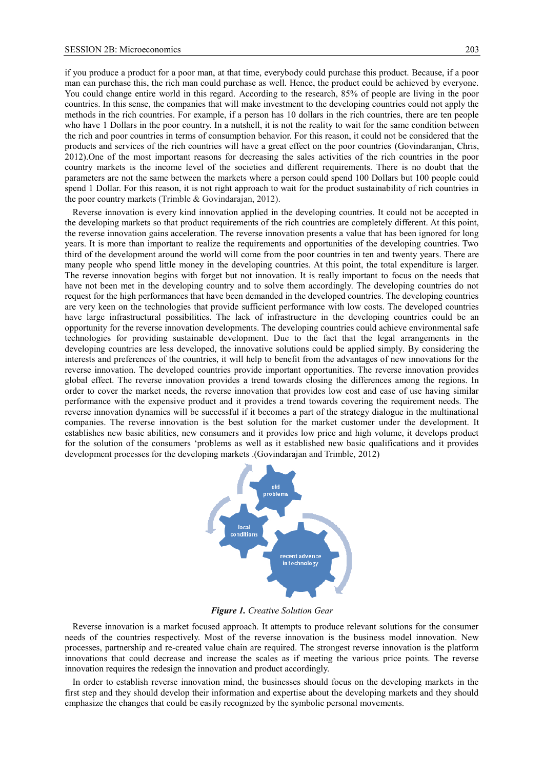if you produce a product for a poor man, at that time, everybody could purchase this product. Because, if a poor man can purchase this, the rich man could purchase as well. Hence, the product could be achieved by everyone. You could change entire world in this regard. According to the research, 85% of people are living in the poor countries. In this sense, the companies that will make investment to the developing countries could not apply the methods in the rich countries. For example, if a person has 10 dollars in the rich countries, there are ten people who have 1 Dollars in the poor country. In a nutshell, it is not the reality to wait for the same condition between the rich and poor countries in terms of consumption behavior. For this reason, it could not be considered that the products and services of the rich countries will have a great effect on the poor countries (Govindaranjan, Chris, 2012).One of the most important reasons for decreasing the sales activities of the rich countries in the poor country markets is the income level of the societies and different requirements. There is no doubt that the parameters are not the same between the markets where a person could spend 100 Dollars but 100 people could spend 1 Dollar. For this reason, it is not right approach to wait for the product sustainability of rich countries in the poor country markets (Trimble & Govindarajan, 2012).

Reverse innovation is every kind innovation applied in the developing countries. It could not be accepted in the developing markets so that product requirements of the rich countries are completely different. At this point, the reverse innovation gains acceleration. The reverse innovation presents a value that has been ignored for long years. It is more than important to realize the requirements and opportunities of the developing countries. Two third of the development around the world will come from the poor countries in ten and twenty years. There are many people who spend little money in the developing countries. At this point, the total expenditure is larger. The reverse innovation begins with forget but not innovation. It is really important to focus on the needs that have not been met in the developing country and to solve them accordingly. The developing countries do not request for the high performances that have been demanded in the developed countries. The developing countries are very keen on the technologies that provide sufficient performance with low costs. The developed countries have large infrastructural possibilities. The lack of infrastructure in the developing countries could be an opportunity for the reverse innovation developments. The developing countries could achieve environmental safe technologies for providing sustainable development. Due to the fact that the legal arrangements in the developing countries are less developed, the innovative solutions could be applied simply. By considering the interests and preferences of the countries, it will help to benefit from the advantages of new innovations for the reverse innovation. The developed countries provide important opportunities. The reverse innovation provides global effect. The reverse innovation provides a trend towards closing the differences among the regions. In order to cover the market needs, the reverse innovation that provides low cost and ease of use having similar performance with the expensive product and it provides a trend towards covering the requirement needs. The reverse innovation dynamics will be successful if it becomes a part of the strategy dialogue in the multinational companies. The reverse innovation is the best solution for the market customer under the development. It establishes new basic abilities, new consumers and it provides low price and high volume, it develops product for the solution of the consumers 'problems as well as it established new basic qualifications and it provides development processes for the developing markets .(Govindarajan and Trimble, 2012)

***Figure 1.*** *Creative Solution Gear*

Reverse innovation is a market focused approach. It attempts to produce relevant solutions for the consumer needs of the countries respectively. Most of the reverse innovation is the business model innovation. New processes, partnership and re-created value chain are required. The strongest reverse innovation is the platform innovations that could decrease and increase the scales as if meeting the various price points. The reverse innovation requires the redesign the innovation and product accordingly.

In order to establish reverse innovation mind, the businesses should focus on the developing markets in the first step and they should develop their information and expertise about the developing markets and they should emphasize the changes that could be easily recognized by the symbolic personal movements.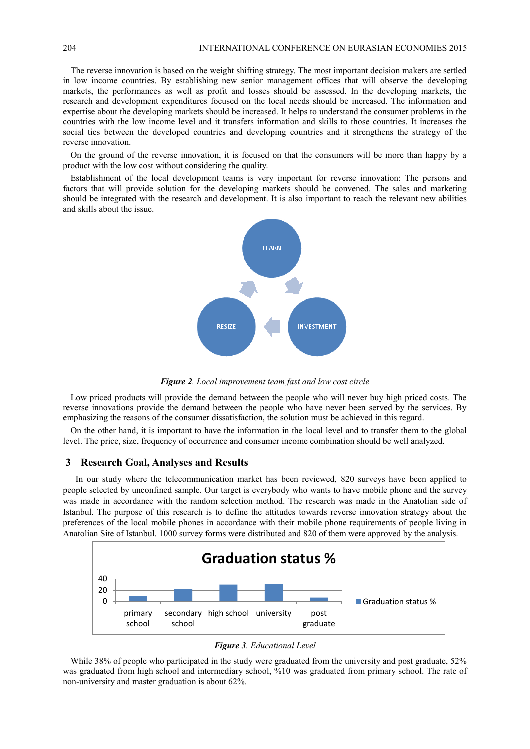The reverse innovation is based on the weight shifting strategy. The most important decision makers are settled in low income countries. By establishing new senior management offices that will observe the developing markets, the performances as well as profit and losses should be assessed. In the developing markets, the research and development expenditures focused on the local needs should be increased. The information and expertise about the developing markets should be increased. It helps to understand the consumer problems in the countries with the low income level and it transfers information and skills to those countries. It increases the social ties between the developed countries and developing countries and it strengthens the strategy of the reverse innovation.

On the ground of the reverse innovation, it is focused on that the consumers will be more than happy by a product with the low cost without considering the quality.

Establishment of the local development teams is very important for reverse innovation: The persons and factors that will provide solution for the developing markets should be convened. The sales and marketing should be integrated with the research and development. It is also important to reach the relevant new abilities and skills about the issue.

LEARN

INVESTMENT

RESIZE

***Figure 2****. Local improvement team fast and low cost circle*

Low priced products will provide the demand between the people who will never buy high priced costs. The reverse innovations provide the demand between the people who have never been served by the services. By emphasizing the reasons of the consumer dissatisfaction, the solution must be achieved in this regard.

On the other hand, it is important to have the information in the local level and to transfer them to the global level. The price, size, frequency of occurrence and consumer income combination should be well analyzed.

## 3 Research Goal, Analyses and Results

In our study where the telecommunication market has been reviewed, 820 surveys have been applied to people selected by unconfined sample. Our target is everybody who wants to have mobile phone and the survey was made in accordance with the random selection method. The research was made in the Anatolian side of Istanbul. The purpose of this research is to define the attitudes towards reverse innovation strategy about the preferences of the local mobile phones in accordance with their mobile phone requirements of people living in Anatolian Site of Istanbul. 1000 survey forms were distributed and 820 of them were approved by the analysis.

Graduation status %

40

20

0

primary school | secondary school | high school | university | post graduate

Graduation status %

***Figure 3****. Educational Level*

While 38% of people who participated in the study were graduated from the university and post graduate, 52% was graduated from high school and intermediary school, %10 was graduated from primary school. The rate of non-university and master graduation is about 62%.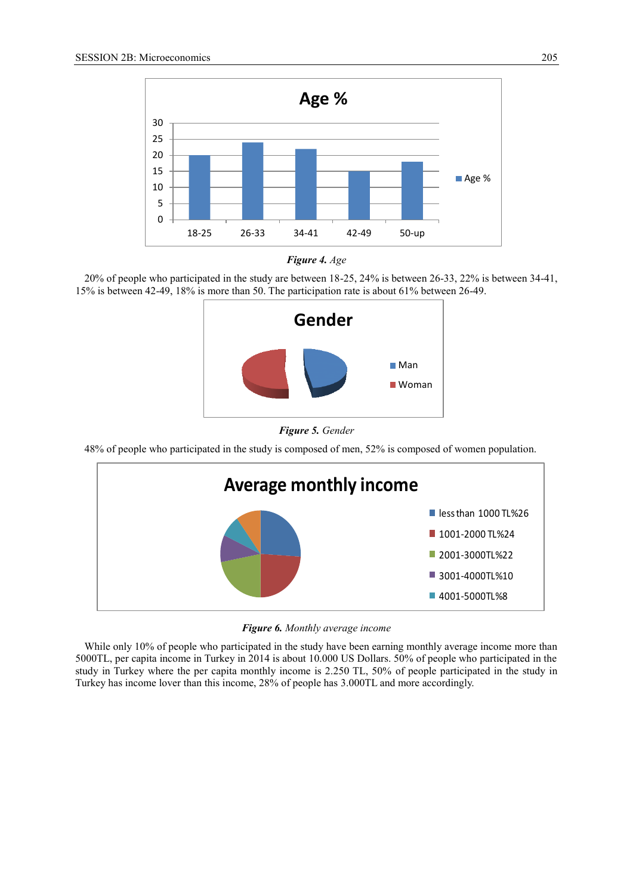**Figure 4.** *Age*

20% of people who participated in the study are between 18-25, 24% is between 26-33, 22% is between 34-41, 15% is between 42-49, 18% is more than 50. The participation rate is about 61% between 26-49.

**Figure 5.** *Gender*

48% of people who participated in the study is composed of men, 52% is composed of women population.

**Figure 6.** *Monthly average income*

While only 10% of people who participated in the study have been earning monthly average income more than 5000TL, per capita income in Turkey in 2014 is about 10.000 US Dollars. 50% of people who participated in the study in Turkey where the per capita monthly income is 2.250 TL, 50% of people participated in the study in Turkey has income lover than this income, 28% of people has 3.000TL and more accordingly.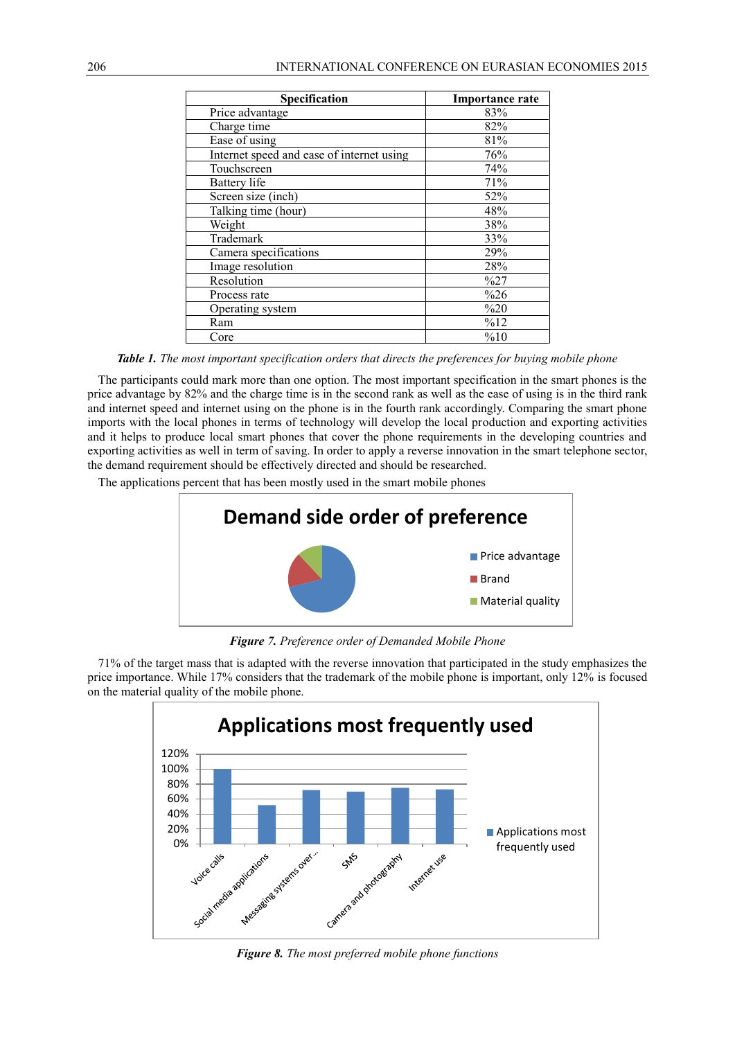| Specification | Importance rate |
|---|---|
| Price advantage | 83% |
| Charge time | 82% |
| Ease of using | 81% |
| Internet speed and ease of internet using | 76% |
| Touchscreen | 74% |
| Battery life | 71% |
| Screen size (inch) | 52% |
| Talking time (hour) | 48% |
| Weight | 38% |
| Trademark | 33% |
| Camera specifications | 29% |
| Image resolution | 28% |
| Resolution | %27 |
| Process rate | %26 |
| Operating system | %20 |
| Ram | %12 |
| Core | %10 |

***Table 1.*** *The most important specification orders that directs the preferences for buying mobile phone*

The participants could mark more than one option. The most important specification in the smart phones is the price advantage by 82% and the charge time is in the second rank as well as the ease of using is in the third rank and internet speed and internet using on the phone is in the fourth rank accordingly. Comparing the smart phone imports with the local phones in terms of technology will develop the local production and exporting activities and it helps to produce local smart phones that cover the phone requirements in the developing countries and exporting activities as well in term of saving. In order to apply a reverse innovation in the smart telephone sector, the demand requirement should be effectively directed and should be researched.

The applications percent that has been mostly used in the smart mobile phones

***Figure 7.*** *Preference order of Demanded Mobile Phone*

71% of the target mass that is adapted with the reverse innovation that participated in the study emphasizes the price importance. While 17% considers that the trademark of the mobile phone is important, only 12% is focused on the material quality of the mobile phone.

***Figure 8.*** *The most preferred mobile phone functions*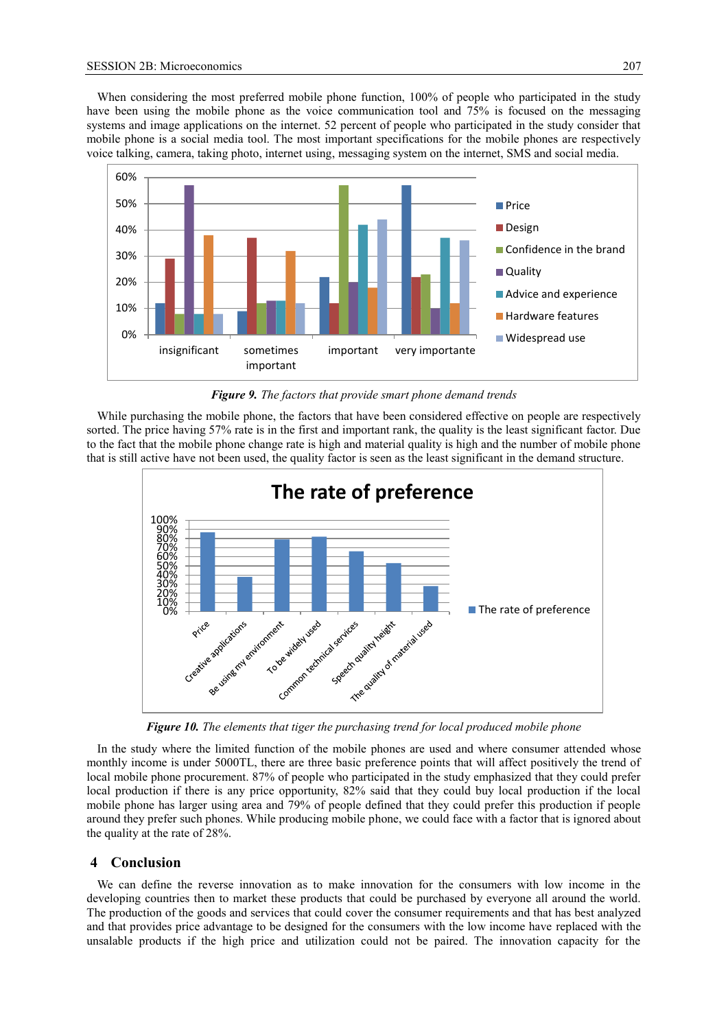When considering the most preferred mobile phone function, 100% of people who participated in the study have been using the mobile phone as the voice communication tool and 75% is focused on the messaging systems and image applications on the internet. 52 percent of people who participated in the study consider that mobile phone is a social media tool. The most important specifications for the mobile phones are respectively voice talking, camera, taking photo, internet using, messaging system on the internet, SMS and social media.

***Figure 9.*** *The factors that provide smart phone demand trends*

While purchasing the mobile phone, the factors that have been considered effective on people are respectively sorted. The price having 57% rate is in the first and important rank, the quality is the least significant factor. Due to the fact that the mobile phone change rate is high and material quality is high and the number of mobile phone that is still active have not been used, the quality factor is seen as the least significant in the demand structure.

***Figure 10.*** *The elements that tiger the purchasing trend for local produced mobile phone*

In the study where the limited function of the mobile phones are used and where consumer attended whose monthly income is under 5000TL, there are three basic preference points that will affect positively the trend of local mobile phone procurement. 87% of people who participated in the study emphasized that they could prefer local production if there is any price opportunity, 82% said that they could buy local production if the local mobile phone has larger using area and 79% of people defined that they could prefer this production if people around they prefer such phones. While producing mobile phone, we could face with a factor that is ignored about the quality at the rate of 28%.

## 4 Conclusion

We can define the reverse innovation as to make innovation for the consumers with low income in the developing countries then to market these products that could be purchased by everyone all around the world. The production of the goods and services that could cover the consumer requirements and that has best analyzed and that provides price advantage to be designed for the consumers with the low income have replaced with the unsalable products if the high price and utilization could not be paired. The innovation capacity for the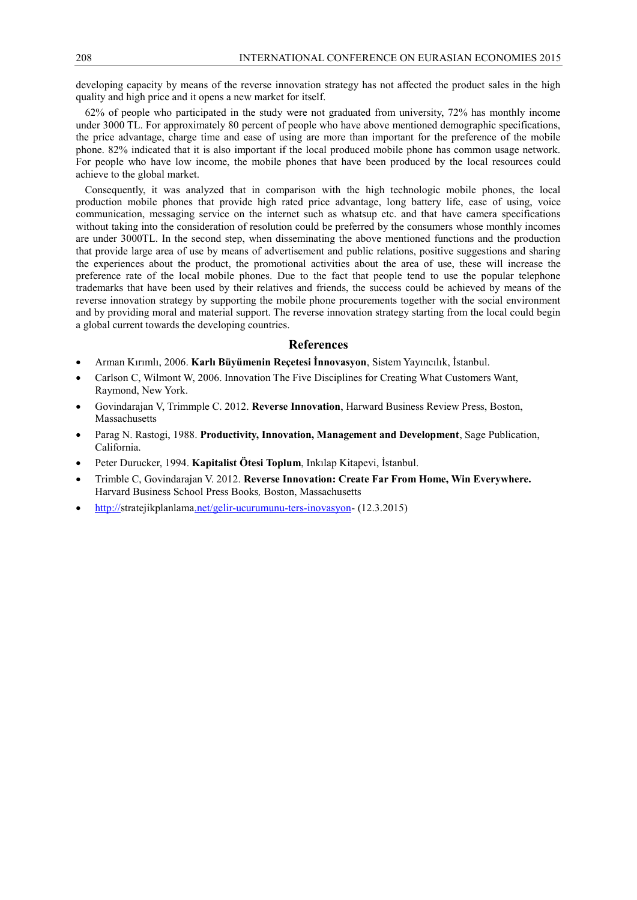developing capacity by means of the reverse innovation strategy has not affected the product sales in the high quality and high price and it opens a new market for itself.

62% of people who participated in the study were not graduated from university, 72% has monthly income under 3000 TL. For approximately 80 percent of people who have above mentioned demographic specifications, the price advantage, charge time and ease of using are more than important for the preference of the mobile phone. 82% indicated that it is also important if the local produced mobile phone has common usage network. For people who have low income, the mobile phones that have been produced by the local resources could achieve to the global market.

Consequently, it was analyzed that in comparison with the high technologic mobile phones, the local production mobile phones that provide high rated price advantage, long battery life, ease of using, voice communication, messaging service on the internet such as whatsup etc. and that have camera specifications without taking into the consideration of resolution could be preferred by the consumers whose monthly incomes are under 3000TL. In the second step, when disseminating the above mentioned functions and the production that provide large area of use by means of advertisement and public relations, positive suggestions and sharing the experiences about the product, the promotional activities about the area of use, these will increase the preference rate of the local mobile phones. Due to the fact that people tend to use the popular telephone trademarks that have been used by their relatives and friends, the success could be achieved by means of the reverse innovation strategy by supporting the mobile phone procurements together with the social environment and by providing moral and material support. The reverse innovation strategy starting from the local could begin a global current towards the developing countries.

## References

- Arman Kırımlı, 2006. **Karlı Büyümenin Reçetesi İnnovasyon**, Sistem Yayıncılık, İstanbul.
- Carlson C, Wilmont W, 2006. Innovation The Five Disciplines for Creating What Customers Want, Raymond, New York.
- Govindarajan V, Trimmple C. 2012. **Reverse Innovation**, Harward Business Review Press, Boston, Massachusetts
- Parag N. Rastogi, 1988. **Productivity, Innovation, Management and Development**, Sage Publication, California.
- Peter Durucker, 1994. **Kapitalist Ötesi Toplum**, Inkılap Kitapevi, İstanbul.
- Trimble C, Govindarajan V. 2012. **Reverse Innovation: Create Far From Home, Win Everywhere.** Harvard Business School Press Books*,* Boston, Massachusetts
- http://stratejikplanlama.net/gelir-ucurumunu-ters-inovasyon- (12.3.2015)